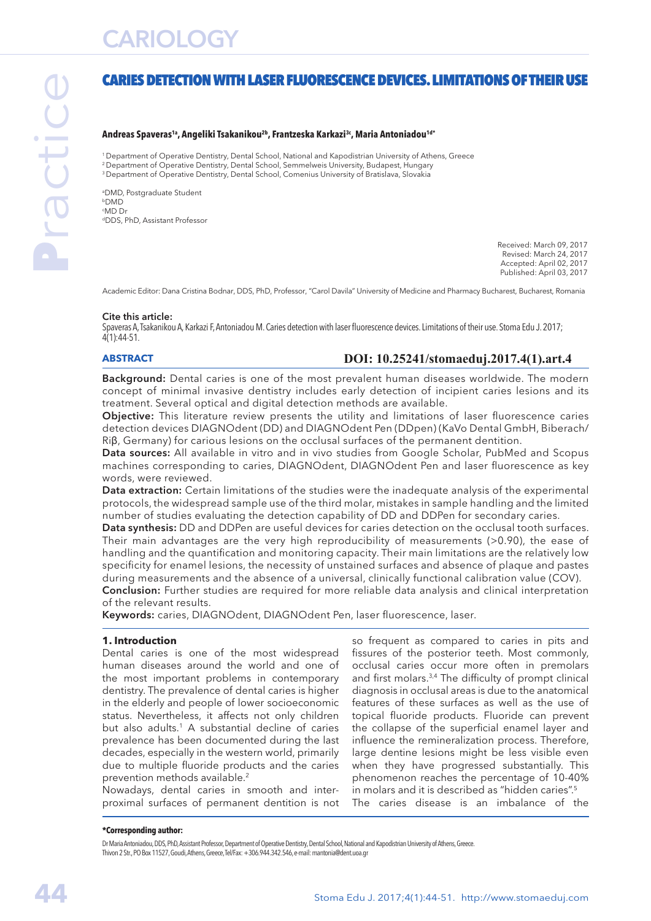# CARIES DETECTION WITH LASER FLUORESCENCE DEVICES. LIMITATIONS OF THEIR USE

**Andreas Spaveras[1a], Angeliki Tsakanikou[2b], Frantzeska Karkazi[3c], Maria Antoniadou[1d*]**

[1] Department of Operative Dentistry, Dental School, National and Kapodistrian University of Athens, Greece
[2] Department of Operative Dentistry, Dental School, Semmelweis University, Budapest, Hungary
[3] Department of Operative Dentistry, Dental School, Comenius University of Bratislava, Slovakia

[a] DMD, Postgraduate Student
[b] DMD
[c] MD Dr
[d] DDS, PhD, Assistant Professor

Received: March 09, 2017
Revised: March 24, 2017
Accepted: April 02, 2017
Published: April 03, 2017

Academic Editor: Dana Cristina Bodnar, DDS, PhD, Professor, "Carol Davila" University of Medicine and Pharmacy Bucharest, Bucharest, Romania

**Cite this article:**
Spaveras A, Tsakanikou A, Karkazi F, Antoniadou M. Caries detection with laser fluorescence devices. Limitations of their use. Stoma Edu J. 2017; 4(1):44-51.

## ABSTRACT

**DOI: 10.25241/stomaeduj.2017.4(1).art.4**

**Background:** Dental caries is one of the most prevalent human diseases worldwide. The modern concept of minimal invasive dentistry includes early detection of incipient caries lesions and its treatment. Several optical and digital detection methods are available.

**Objective:** This literature review presents the utility and limitations of laser fluorescence caries detection devices DIAGNOdent (DD) and DIAGNOdent Pen (DDpen) (KaVo Dental GmbH, Biberach/Riβ, Germany) for carious lesions on the occlusal surfaces of the permanent dentition.

**Data sources:** All available in vitro and in vivo studies from Google Scholar, PubMed and Scopus machines corresponding to caries, DIAGNOdent, DIAGNOdent Pen and laser fluorescence as key words, were reviewed.

**Data extraction:** Certain limitations of the studies were the inadequate analysis of the experimental protocols, the widespread sample use of the third molar, mistakes in sample handling and the limited number of studies evaluating the detection capability of DD and DDPen for secondary caries.

**Data synthesis:** DD and DDPen are useful devices for caries detection on the occlusal tooth surfaces. Their main advantages are the very high reproducibility of measurements (>0.90), the ease of handling and the quantification and monitoring capacity. Their main limitations are the relatively low specificity for enamel lesions, the necessity of unstained surfaces and absence of plaque and pastes during measurements and the absence of a universal, clinically functional calibration value (COV).

**Conclusion:** Further studies are required for more reliable data analysis and clinical interpretation of the relevant results.

**Keywords:** caries, DIAGNOdent, DIAGNOdent Pen, laser fluorescence, laser.

## 1. Introduction

Dental caries is one of the most widespread human diseases around the world and one of the most important problems in contemporary dentistry. The prevalence of dental caries is higher in the elderly and people of lower socioeconomic status. Nevertheless, it affects not only children but also adults.[1] A substantial decline of caries prevalence has been documented during the last decades, especially in the western world, primarily due to multiple fluoride products and the caries prevention methods available.[2]

Nowadays, dental caries in smooth and interproximal surfaces of permanent dentition is not so frequent as compared to caries in pits and fissures of the posterior teeth. Most commonly, occlusal caries occur more often in premolars and first molars.[3,4] The difficulty of prompt clinical diagnosis in occlusal areas is due to the anatomical features of these surfaces as well as the use of topical fluoride products. Fluoride can prevent the collapse of the superficial enamel layer and influence the remineralization process. Therefore, large dentine lesions might be less visible even when they have progressed substantially. This phenomenon reaches the percentage of 10-40% in molars and it is described as "hidden caries".[5]

The caries disease is an imbalance of the

**\*Corresponding author:**

Dr Maria Antoniadou, DDS, PhD, Assistant Professor, Department of Operative Dentistry, Dental School, National and Kapodistrian University of Athens, Greece.
Thivon 2 Str., PO Box 11527, Goudi, Athens, Greece, Tel/Fax: +306.944.342.546, e-mail: mantonia@dent.uoa.gr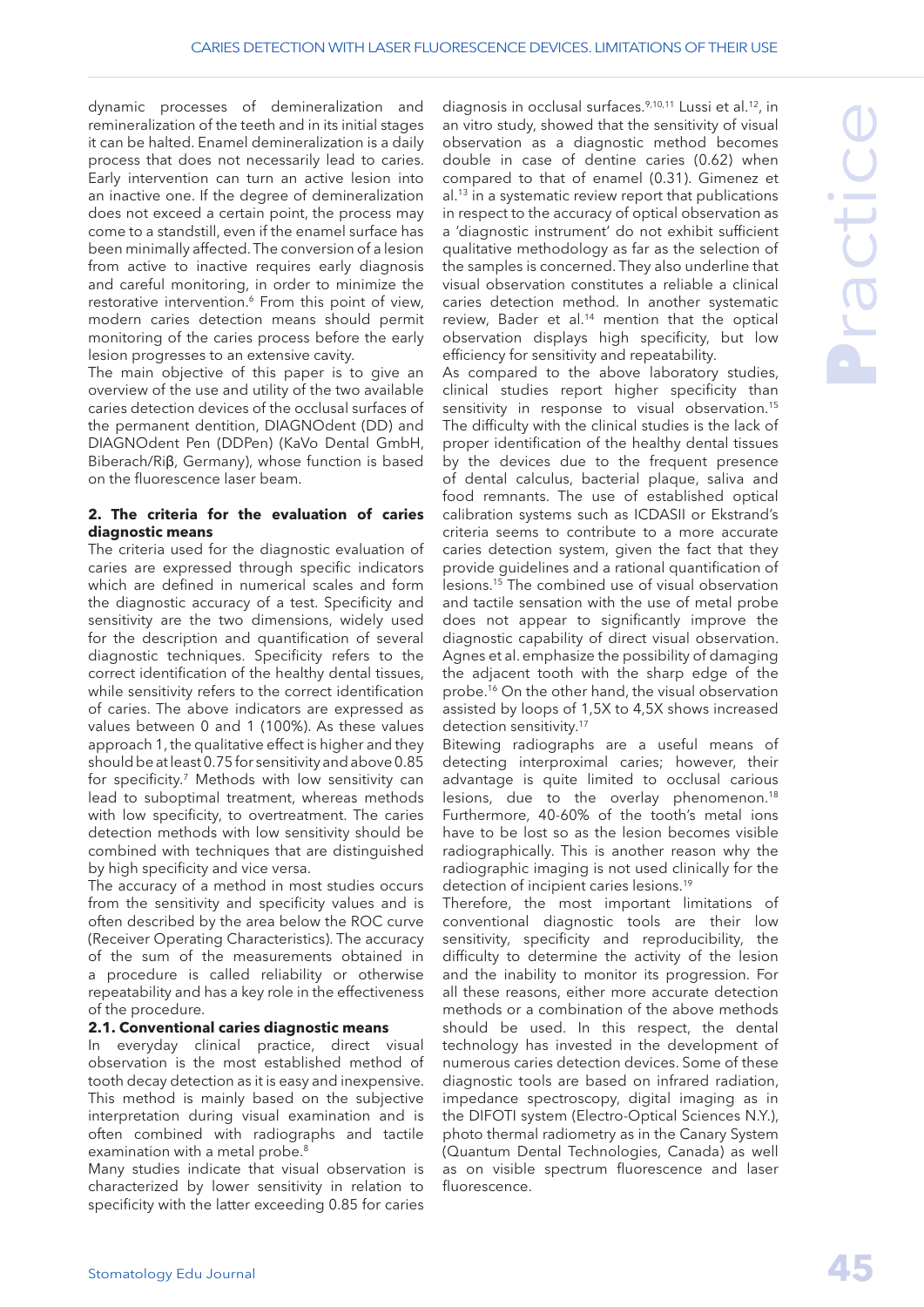dynamic processes of demineralization and remineralization of the teeth and in its initial stages it can be halted. Enamel demineralization is a daily process that does not necessarily lead to caries. Early intervention can turn an active lesion into an inactive one. If the degree of demineralization does not exceed a certain point, the process may come to a standstill, even if the enamel surface has been minimally affected. The conversion of a lesion from active to inactive requires early diagnosis and careful monitoring, in order to minimize the restorative intervention.[6] From this point of view, modern caries detection means should permit monitoring of the caries process before the early lesion progresses to an extensive cavity.

The main objective of this paper is to give an overview of the use and utility of the two available caries detection devices of the occlusal surfaces of the permanent dentition, DIAGNOdent (DD) and DIAGNOdent Pen (DDPen) (KaVo Dental GmbH, Biberach/Riβ, Germany), whose function is based on the fluorescence laser beam.

## 2. The criteria for the evaluation of caries diagnostic means

The criteria used for the diagnostic evaluation of caries are expressed through specific indicators which are defined in numerical scales and form the diagnostic accuracy of a test. Specificity and sensitivity are the two dimensions, widely used for the description and quantification of several diagnostic techniques. Specificity refers to the correct identification of the healthy dental tissues, while sensitivity refers to the correct identification of caries. The above indicators are expressed as values between 0 and 1 (100%). As these values approach 1, the qualitative effect is higher and they should be at least 0.75 for sensitivity and above 0.85 for specificity.[7] Methods with low sensitivity can lead to suboptimal treatment, whereas methods with low specificity, to overtreatment. The caries detection methods with low sensitivity should be combined with techniques that are distinguished by high specificity and vice versa.

The accuracy of a method in most studies occurs from the sensitivity and specificity values and is often described by the area below the ROC curve (Receiver Operating Characteristics). The accuracy of the sum of the measurements obtained in a procedure is called reliability or otherwise repeatability and has a key role in the effectiveness of the procedure.

### 2.1. Conventional caries diagnostic means

In everyday clinical practice, direct visual observation is the most established method of tooth decay detection as it is easy and inexpensive. This method is mainly based on the subjective interpretation during visual examination and is often combined with radiographs and tactile examination with a metal probe.[8]

Many studies indicate that visual observation is characterized by lower sensitivity in relation to specificity with the latter exceeding 0.85 for caries diagnosis in occlusal surfaces.[9,10,11] Lussi et al.[12], in an vitro study, showed that the sensitivity of visual observation as a diagnostic method becomes double in case of dentine caries (0.62) when compared to that of enamel (0.31). Gimenez et al.[13] in a systematic review report that publications in respect to the accuracy of optical observation as a 'diagnostic instrument' do not exhibit sufficient qualitative methodology as far as the selection of the samples is concerned. They also underline that visual observation constitutes a reliable a clinical caries detection method. In another systematic review, Bader et al.[14] mention that the optical observation displays high specificity, but low efficiency for sensitivity and repeatability.

As compared to the above laboratory studies, clinical studies report higher specificity than sensitivity in response to visual observation.[15] The difficulty with the clinical studies is the lack of proper identification of the healthy dental tissues by the devices due to the frequent presence of dental calculus, bacterial plaque, saliva and food remnants. The use of established optical calibration systems such as ICDASII or Ekstrand's criteria seems to contribute to a more accurate caries detection system, given the fact that they provide guidelines and a rational quantification of lesions.[15] The combined use of visual observation and tactile sensation with the use of metal probe does not appear to significantly improve the diagnostic capability of direct visual observation. Agnes et al. emphasize the possibility of damaging the adjacent tooth with the sharp edge of the probe.[16] On the other hand, the visual observation assisted by loops of 1,5X to 4,5X shows increased detection sensitivity.[17]

Bitewing radiographs are a useful means of detecting interproximal caries; however, their advantage is quite limited to occlusal carious lesions, due to the overlay phenomenon.[18] Furthermore, 40-60% of the tooth's metal ions have to be lost so as the lesion becomes visible radiographically. This is another reason why the radiographic imaging is not used clinically for the detection of incipient caries lesions.[19]

Therefore, the most important limitations of conventional diagnostic tools are their low sensitivity, specificity and reproducibility, the difficulty to determine the activity of the lesion and the inability to monitor its progression. For all these reasons, either more accurate detection methods or a combination of the above methods should be used. In this respect, the dental technology has invested in the development of numerous caries detection devices. Some of these diagnostic tools are based on infrared radiation, impedance spectroscopy, digital imaging as in the DIFOTI system (Electro-Optical Sciences N.Y.), photo thermal radiometry as in the Canary System (Quantum Dental Technologies, Canada) as well as on visible spectrum fluorescence and laser fluorescence.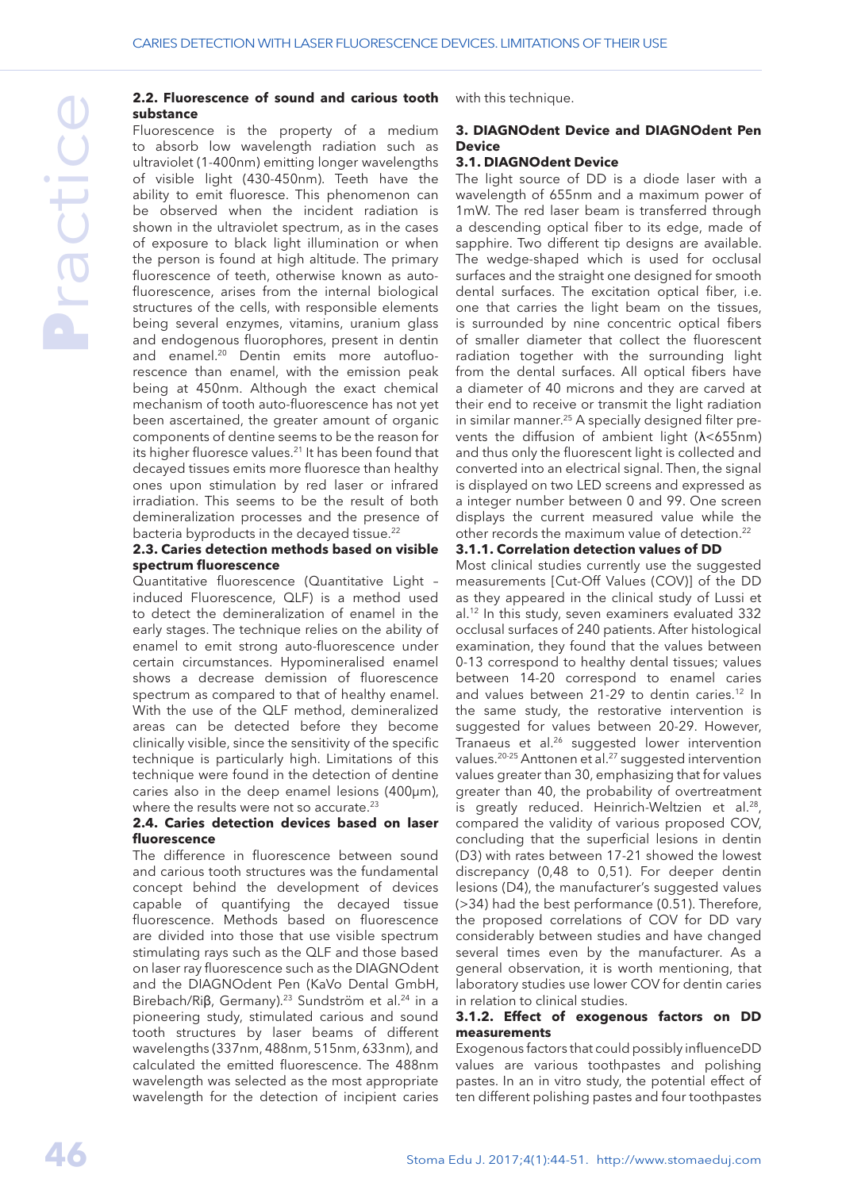## 2.2. Fluorescence of sound and carious tooth substance

Fluorescence is the property of a medium to absorb low wavelength radiation such as ultraviolet (1-400nm) emitting longer wavelengths of visible light (430-450nm). Teeth have the ability to emit fluoresce. This phenomenon can be observed when the incident radiation is shown in the ultraviolet spectrum, as in the cases of exposure to black light illumination or when the person is found at high altitude. The primary fluorescence of teeth, otherwise known as auto-fluorescence, arises from the internal biological structures of the cells, with responsible elements being several enzymes, vitamins, uranium glass and endogenous fluorophores, present in dentin and enamel.[20] Dentin emits more autofluorescence than enamel, with the emission peak being at 450nm. Although the exact chemical mechanism of tooth auto-fluorescence has not yet been ascertained, the greater amount of organic components of dentine seems to be the reason for its higher fluoresce values.[21] It has been found that decayed tissues emits more fluoresce than healthy ones upon stimulation by red laser or infrared irradiation. This seems to be the result of both demineralization processes and the presence of bacteria byproducts in the decayed tissue.[22]

## 2.3. Caries detection methods based on visible spectrum fluorescence

Quantitative fluorescence (Quantitative Light – induced Fluorescence, QLF) is a method used to detect the demineralization of enamel in the early stages. The technique relies on the ability of enamel to emit strong auto-fluorescence under certain circumstances. Hypomineralised enamel shows a decrease demission of fluorescence spectrum as compared to that of healthy enamel. With the use of the QLF method, demineralized areas can be detected before they become clinically visible, since the sensitivity of the specific technique is particularly high. Limitations of this technique were found in the detection of dentine caries also in the deep enamel lesions (400μm), where the results were not so accurate.[23]

## 2.4. Caries detection devices based on laser fluorescence

The difference in fluorescence between sound and carious tooth structures was the fundamental concept behind the development of devices capable of quantifying the decayed tissue fluorescence. Methods based on fluorescence are divided into those that use visible spectrum stimulating rays such as the QLF and those based on laser ray fluorescence such as the DIAGNOdent and the DIAGNOdent Pen (KaVo Dental GmbH, Birebach/Riβ, Germany).[23] Sundström et al.[24] in a pioneering study, stimulated carious and sound tooth structures by laser beams of different wavelengths (337nm, 488nm, 515nm, 633nm), and calculated the emitted fluorescence. The 488nm wavelength was selected as the most appropriate wavelength for the detection of incipient caries with this technique.

# 3. DIAGNOdent Device and DIAGNOdent Pen Device

## 3.1. DIAGNOdent Device

The light source of DD is a diode laser with a wavelength of 655nm and a maximum power of 1mW. The red laser beam is transferred through a descending optical fiber to its edge, made of sapphire. Two different tip designs are available. The wedge-shaped which is used for occlusal surfaces and the straight one designed for smooth dental surfaces. The excitation optical fiber, i.e. one that carries the light beam on the tissues, is surrounded by nine concentric optical fibers of smaller diameter that collect the fluorescent radiation together with the surrounding light from the dental surfaces. All optical fibers have a diameter of 40 microns and they are carved at their end to receive or transmit the light radiation in similar manner.[25] A specially designed filter prevents the diffusion of ambient light (λ<655nm) and thus only the fluorescent light is collected and converted into an electrical signal. Then, the signal is displayed on two LED screens and expressed as a integer number between 0 and 99. One screen displays the current measured value while the other records the maximum value of detection.[22]

### 3.1.1. Correlation detection values of DD

Most clinical studies currently use the suggested measurements [Cut-Off Values (COV)] of the DD as they appeared in the clinical study of Lussi et al.[12] In this study, seven examiners evaluated 332 occlusal surfaces of 240 patients. After histological examination, they found that the values between 0-13 correspond to healthy dental tissues; values between 14-20 correspond to enamel caries and values between 21-29 to dentin caries.[12] In the same study, the restorative intervention is suggested for values between 20-29. However, Tranaeus et al.[26] suggested lower intervention values.[20-25] Anttonen et al.[27] suggested intervention values greater than 30, emphasizing that for values greater than 40, the probability of overtreatment is greatly reduced. Heinrich-Weltzien et al.[28], compared the validity of various proposed COV, concluding that the superficial lesions in dentin (D3) with rates between 17-21 showed the lowest discrepancy (0,48 to 0,51). For deeper dentin lesions (D4), the manufacturer's suggested values (>34) had the best performance (0.51). Therefore, the proposed correlations of COV for DD vary considerably between studies and have changed several times even by the manufacturer. As a general observation, it is worth mentioning, that laboratory studies use lower COV for dentin caries in relation to clinical studies.

### 3.1.2. Effect of exogenous factors on DD measurements

Exogenous factors that could possibly influenceDD values are various toothpastes and polishing pastes. In an in vitro study, the potential effect of ten different polishing pastes and four toothpastes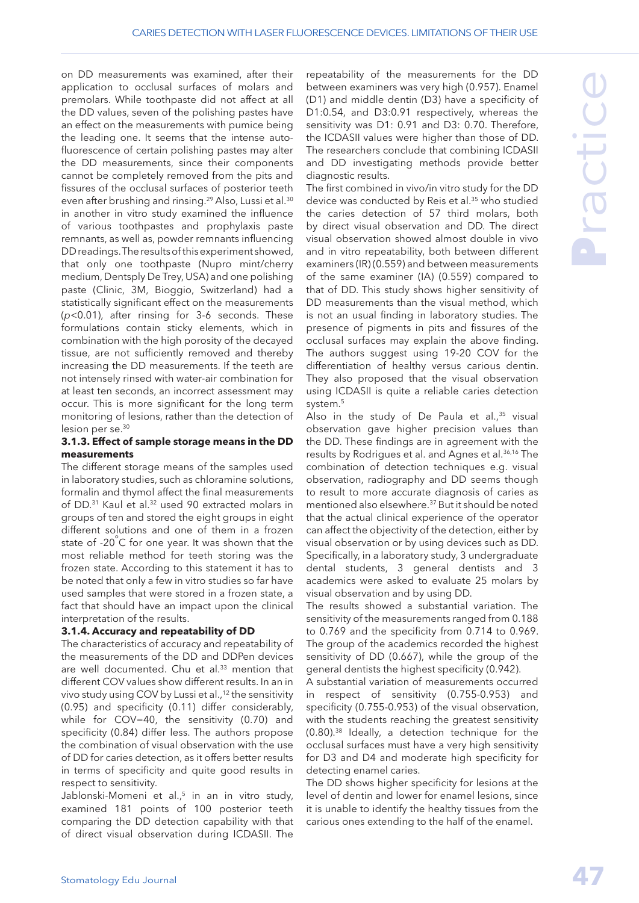on DD measurements was examined, after their application to occlusal surfaces of molars and premolars. While toothpaste did not affect at all the DD values, seven of the polishing pastes have an effect on the measurements with pumice being the leading one. It seems that the intense auto-fluorescence of certain polishing pastes may alter the DD measurements, since their components cannot be completely removed from the pits and fissures of the occlusal surfaces of posterior teeth even after brushing and rinsing.[29] Also, Lussi et al.[30] in another in vitro study examined the influence of various toothpastes and prophylaxis paste remnants, as well as, powder remnants influencing DD readings. The results of this experiment showed, that only one toothpaste (Nupro mint/cherry medium, Dentsply De Trey, USA) and one polishing paste (Clinic, 3M, Bioggio, Switzerland) had a statistically significant effect on the measurements ($p<0.01$), after rinsing for 3-6 seconds. These formulations contain sticky elements, which in combination with the high porosity of the decayed tissue, are not sufficiently removed and thereby increasing the DD measurements. If the teeth are not intensely rinsed with water-air combination for at least ten seconds, an incorrect assessment may occur. This is more significant for the long term monitoring of lesions, rather than the detection of lesion per se.[30]

### 3.1.3. Effect of sample storage means in the DD measurements

The different storage means of the samples used in laboratory studies, such as chloramine solutions, formalin and thymol affect the final measurements of DD.[31] Kaul et al.[32] used 90 extracted molars in groups of ten and stored the eight groups in eight different solutions and one of them in a frozen state of -20°C for one year. It was shown that the most reliable method for teeth storing was the frozen state. According to this statement it has to be noted that only a few in vitro studies so far have used samples that were stored in a frozen state, a fact that should have an impact upon the clinical interpretation of the results.

### 3.1.4. Accuracy and repeatability of DD

The characteristics of accuracy and repeatability of the measurements of the DD and DDPen devices are well documented. Chu et al.[33] mention that different COV values show different results. In an in vivo study using COV by Lussi et al.,[12] the sensitivity (0.95) and specificity (0.11) differ considerably, while for COV=40, the sensitivity (0.70) and specificity (0.84) differ less. The authors propose the combination of visual observation with the use of DD for caries detection, as it offers better results in terms of specificity and quite good results in respect to sensitivity.

Jablonski-Momeni et al.,[5] in an in vitro study, examined 181 points of 100 posterior teeth comparing the DD detection capability with that of direct visual observation during ICDASII. The repeatability of the measurements for the DD between examiners was very high (0.957). Enamel (D1) and middle dentin (D3) have a specificity of D1:0.54, and D3:0.91 respectively, whereas the sensitivity was D1: 0.91 and D3: 0.70. Therefore, the ICDASII values were higher than those of DD. The researchers conclude that combining ICDASII and DD investigating methods provide better diagnostic results.

The first combined in vivo/in vitro study for the DD device was conducted by Reis et al.[35] who studied the caries detection of 57 third molars, both by direct visual observation and DD. The direct visual observation showed almost double in vivo and in vitro repeatability, both between different examiners (IR) (0.559) and between measurements of the same examiner (IA) (0.559) compared to that of DD. This study shows higher sensitivity of DD measurements than the visual method, which is not an usual finding in laboratory studies. The presence of pigments in pits and fissures of the occlusal surfaces may explain the above finding. The authors suggest using 19-20 COV for the differentiation of healthy versus carious dentin. They also proposed that the visual observation using ICDASII is quite a reliable caries detection system.[5]

Also in the study of De Paula et al.,[35] visual observation gave higher precision values than the DD. These findings are in agreement with the results by Rodrigues et al. and Agnes et al.[36,16] The combination of detection techniques e.g. visual observation, radiography and DD seems though to result to more accurate diagnosis of caries as mentioned also elsewhere.[37] But it should be noted that the actual clinical experience of the operator can affect the objectivity of the detection, either by visual observation or by using devices such as DD. Specifically, in a laboratory study, 3 undergraduate dental students, 3 general dentists and 3 academics were asked to evaluate 25 molars by visual observation and by using DD.

The results showed a substantial variation. The sensitivity of the measurements ranged from 0.188 to 0.769 and the specificity from 0.714 to 0.969. The group of the academics recorded the highest sensitivity of DD (0.667), while the group of the general dentists the highest specificity (0.942).

A substantial variation of measurements occurred in respect of sensitivity (0.755-0.953) and specificity (0.755-0.953) of the visual observation, with the students reaching the greatest sensitivity (0.80).[38] Ideally, a detection technique for the occlusal surfaces must have a very high sensitivity for D3 and D4 and moderate high specificity for detecting enamel caries.

The DD shows higher specificity for lesions at the level of dentin and lower for enamel lesions, since it is unable to identify the healthy tissues from the carious ones extending to the half of the enamel.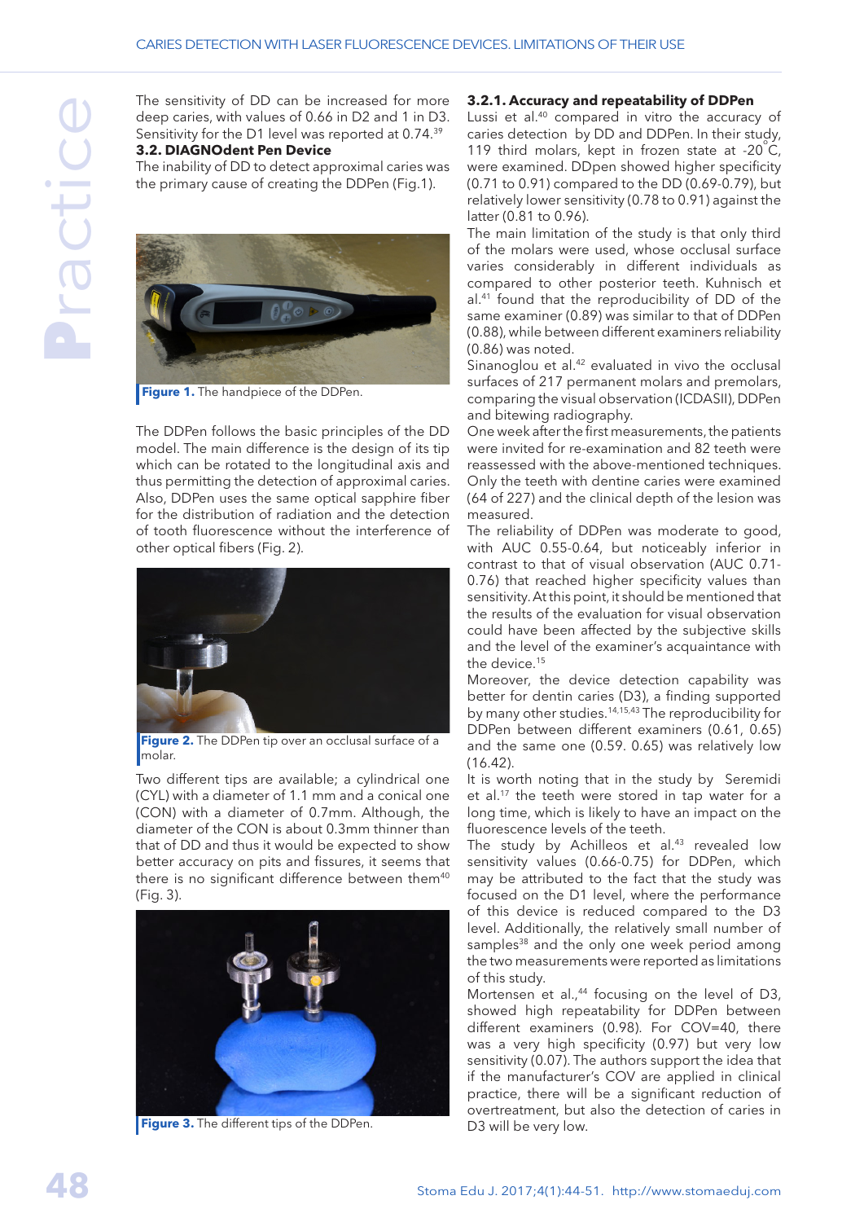The sensitivity of DD can be increased for more deep caries, with values of 0.66 in D2 and 1 in D3. Sensitivity for the D1 level was reported at 0.74.[39]

### 3.2. DIAGNOdent Pen Device

The inability of DD to detect approximal caries was the primary cause of creating the DDPen (Fig.1).

**Figure 1.** The handpiece of the DDPen.

The DDPen follows the basic principles of the DD model. The main difference is the design of its tip which can be rotated to the longitudinal axis and thus permitting the detection of approximal caries. Also, DDPen uses the same optical sapphire fiber for the distribution of radiation and the detection of tooth fluorescence without the interference of other optical fibers (Fig. 2).

**Figure 2.** The DDPen tip over an occlusal surface of a molar.

Two different tips are available; a cylindrical one (CYL) with a diameter of 1.1 mm and a conical one (CON) with a diameter of 0.7mm. Although, the diameter of the CON is about 0.3mm thinner than that of DD and thus it would be expected to show better accuracy on pits and fissures, it seems that there is no significant difference between them[40] (Fig. 3).

**Figure 3.** The different tips of the DDPen.

#### 3.2.1. Accuracy and repeatability of DDPen

Lussi et al.[40] compared in vitro the accuracy of caries detection by DD and DDPen. In their study, 119 third molars, kept in frozen state at -20°C, were examined. DDpen showed higher specificity (0.71 to 0.91) compared to the DD (0.69-0.79), but relatively lower sensitivity (0.78 to 0.91) against the latter (0.81 to 0.96).

The main limitation of the study is that only third of the molars were used, whose occlusal surface varies considerably in different individuals as compared to other posterior teeth. Kuhnisch et al.[41] found that the reproducibility of DD of the same examiner (0.89) was similar to that of DDPen (0.88), while between different examiners reliability (0.86) was noted.

Sinanoglou et al.[42] evaluated in vivo the occlusal surfaces of 217 permanent molars and premolars, comparing the visual observation (ICDASII), DDPen and bitewing radiography.

One week after the first measurements, the patients were invited for re-examination and 82 teeth were reassessed with the above-mentioned techniques. Only the teeth with dentine caries were examined (64 of 227) and the clinical depth of the lesion was measured.

The reliability of DDPen was moderate to good, with AUC 0.55-0.64, but noticeably inferior in contrast to that of visual observation (AUC 0.71-0.76) that reached higher specificity values than sensitivity. At this point, it should be mentioned that the results of the evaluation for visual observation could have been affected by the subjective skills and the level of the examiner's acquaintance with the device.[15]

Moreover, the device detection capability was better for dentin caries (D3), a finding supported by many other studies.[14,15,43] The reproducibility for DDPen between different examiners (0.61, 0.65) and the same one (0.59. 0.65) was relatively low (16.42).

It is worth noting that in the study by Seremidi et al.[17] the teeth were stored in tap water for a long time, which is likely to have an impact on the fluorescence levels of the teeth.

The study by Achilleos et al.[43] revealed low sensitivity values (0.66-0.75) for DDPen, which may be attributed to the fact that the study was focused on the D1 level, where the performance of this device is reduced compared to the D3 level. Additionally, the relatively small number of samples[38] and the only one week period among the two measurements were reported as limitations of this study.

Mortensen et al.,[44] focusing on the level of D3, showed high repeatability for DDPen between different examiners (0.98). For COV=40, there was a very high specificity (0.97) but very low sensitivity (0.07). The authors support the idea that if the manufacturer's COV are applied in clinical practice, there will be a significant reduction of overtreatment, but also the detection of caries in D3 will be very low.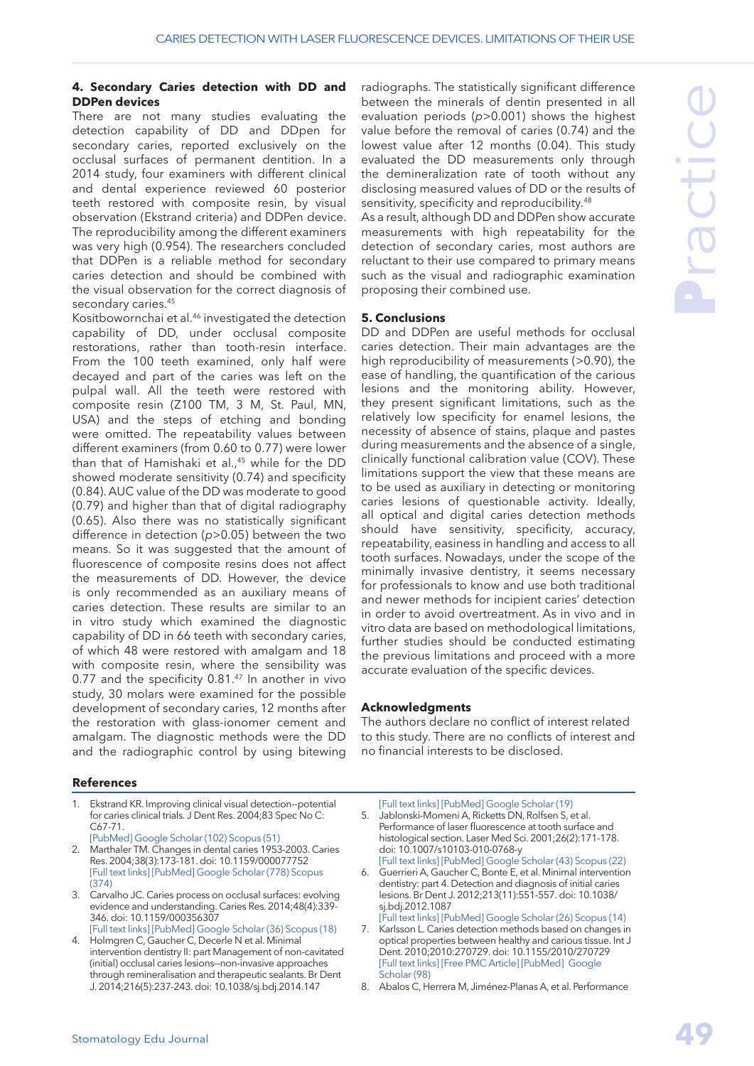## 4. Secondary Caries detection with DD and DDPen devices

There are not many studies evaluating the detection capability of DD and DDpen for secondary caries, reported exclusively on the occlusal surfaces of permanent dentition. In a 2014 study, four examiners with different clinical and dental experience reviewed 60 posterior teeth restored with composite resin, by visual observation (Ekstrand criteria) and DDPen device. The reproducibility among the different examiners was very high (0.954). The researchers concluded that DDPen is a reliable method for secondary caries detection and should be combined with the visual observation for the correct diagnosis of secondary caries.[45]

Kositbowornchai et al.[46] investigated the detection capability of DD, under occlusal composite restorations, rather than tooth-resin interface. From the 100 teeth examined, only half were decayed and part of the caries was left on the pulpal wall. All the teeth were restored with composite resin (Z100 TM, 3 M, St. Paul, MN, USA) and the steps of etching and bonding were omitted. The repeatability values between different examiners (from 0.60 to 0.77) were lower than that of Hamishaki et al.,[45] while for the DD showed moderate sensitivity (0.74) and specificity (0.84). AUC value of the DD was moderate to good (0.79) and higher than that of digital radiography (0.65). Also there was no statistically significant difference in detection ($p$>0.05) between the two means. So it was suggested that the amount of fluorescence of composite resins does not affect the measurements of DD. However, the device is only recommended as an auxiliary means of caries detection. These results are similar to an in vitro study which examined the diagnostic capability of DD in 66 teeth with secondary caries, of which 48 were restored with amalgam and 18 with composite resin, where the sensibility was 0.77 and the specificity 0.81.[47] In another in vivo study, 30 molars were examined for the possible development of secondary caries, 12 months after the restoration with glass-ionomer cement and amalgam. The diagnostic methods were the DD and the radiographic control by using bitewing radiographs. The statistically significant difference between the minerals of dentin presented in all evaluation periods ($p$>0.001) shows the highest value before the removal of caries (0.74) and the lowest value after 12 months (0.04). This study evaluated the DD measurements only through the demineralization rate of tooth without any disclosing measured values of DD or the results of sensitivity, specificity and reproducibility.[48]

As a result, although DD and DDPen show accurate measurements with high repeatability for the detection of secondary caries, most authors are reluctant to their use compared to primary means such as the visual and radiographic examination proposing their combined use.

## 5. Conclusions

DD and DDPen are useful methods for occlusal caries detection. Their main advantages are the high reproducibility of measurements (>0.90), the ease of handling, the quantification of the carious lesions and the monitoring ability. However, they present significant limitations, such as the relatively low specificity for enamel lesions, the necessity of absence of stains, plaque and pastes during measurements and the absence of a single, clinically functional calibration value (COV). These limitations support the view that these means are to be used as auxiliary in detecting or monitoring caries lesions of questionable activity. Ideally, all optical and digital caries detection methods should have sensitivity, specificity, accuracy, repeatability, easiness in handling and access to all tooth surfaces. Nowadays, under the scope of the minimally invasive dentistry, it seems necessary for professionals to know and use both traditional and newer methods for incipient caries' detection in order to avoid overtreatment. As in vivo and in vitro data are based on methodological limitations, further studies should be conducted estimating the previous limitations and proceed with a more accurate evaluation of the specific devices.

## Acknowledgments

The authors declare no conflict of interest related to this study. There are no conflicts of interest and no financial interests to be disclosed.

## References

1. Ekstrand KR. Improving clinical visual detection--potential for caries clinical trials. J Dent Res. 2004;83 Spec No C: C67-71.
   [PubMed] Google Scholar (102) Scopus (51)
2. Marthaler TM. Changes in dental caries 1953-2003. Caries Res. 2004;38(3):173-181. doi: 10.1159/000077752
   [Full text links] [PubMed] Google Scholar (778) Scopus (374)
3. Carvalho JC. Caries process on occlusal surfaces: evolving evidence and understanding. Caries Res. 2014;48(4):339-346. doi: 10.1159/000356307
   [Full text links] [PubMed] Google Scholar (36) Scopus (18)
4. Holmgren C, Gaucher C, Decerle N et al. Minimal intervention dentistry II: part Management of non-cavitated (initial) occlusal caries lesions--non-invasive approaches through remineralisation and therapeutic sealants. Br Dent J. 2014;216(5):237-243. doi: 10.1038/sj.bdj.2014.147
   [Full text links] [PubMed] Google Scholar (19)
5. Jablonski-Momeni A, Ricketts DN, Rolfsen S, et al. Performance of laser fluorescence at tooth surface and histological section. Laser Med Sci. 2001;26(2):171-178. doi: 10.1007/s10103-010-0768-y
   [Full text links] [PubMed] Google Scholar (43) Scopus (22)
6. Guerrieri A, Gaucher C, Bonte E, et al. Minimal intervention dentistry: part 4. Detection and diagnosis of initial caries lesions. Br Dent J. 2012;213(11):551-557. doi: 10.1038/sj.bdj.2012.1087
   [Full text links] [PubMed] Google Scholar (26) Scopus (14)
7. Karlsson L. Caries detection methods based on changes in optical properties between healthy and carious tissue. Int J Dent. 2010;2010:270729. doi: 10.1155/2010/270729
   [Full text links] [Free PMC Article] [PubMed] Google Scholar (98)
8. Abalos C, Herrera M, Jiménez-Planas A, et al. Performance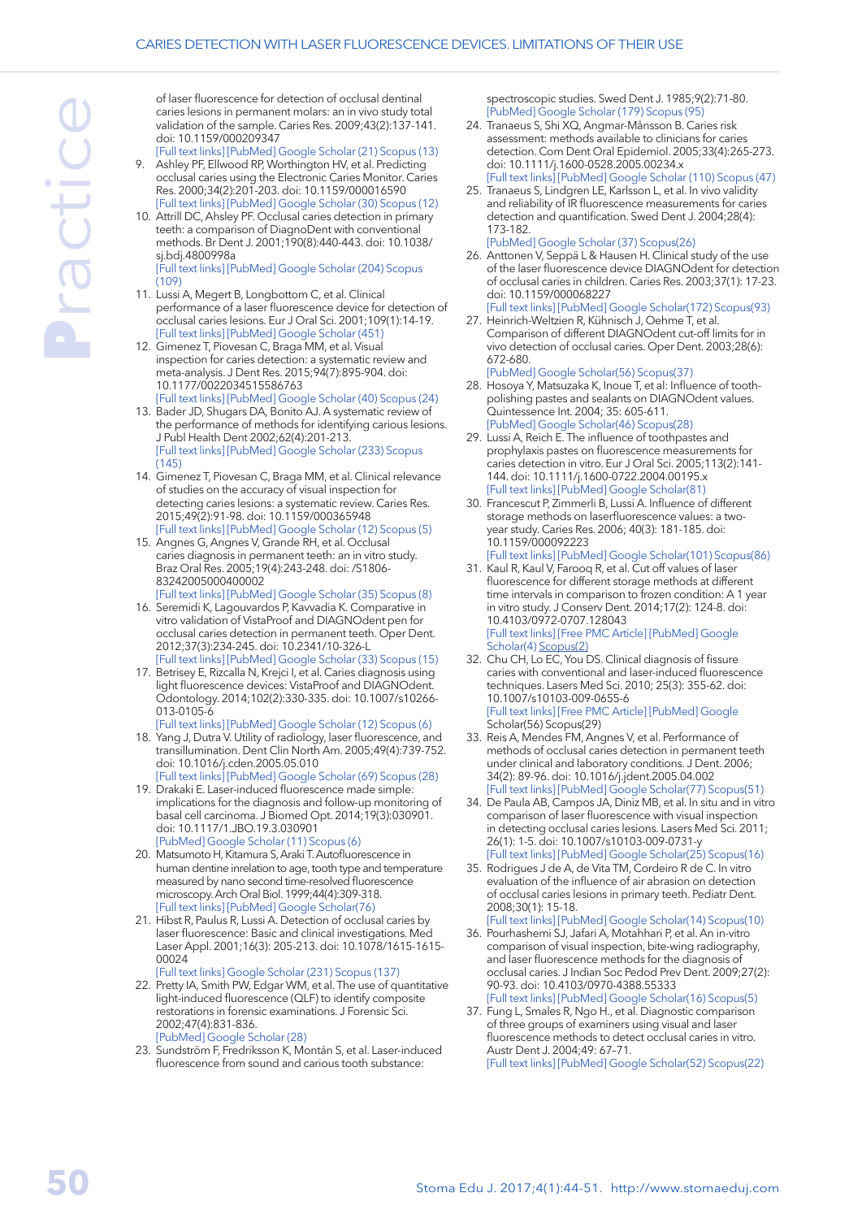of laser fluorescence for detection of occlusal dentinal caries lesions in permanent molars: an in vivo study total validation of the sample. Caries Res. 2009;43(2):137-141. doi: 10.1159/000209347
[Full text links] [PubMed] Google Scholar (21) Scopus (13)

9. Ashley PF, Ellwood RP, Worthington HV, et al. Predicting occlusal caries using the Electronic Caries Monitor. Caries Res. 2000;34(2):201-203. doi: 10.1159/000016590
[Full text links] [PubMed] Google Scholar (30) Scopus (12)
10. Attrill DC, Ahsley PF. Occlusal caries detection in primary teeth: a comparison of DiagnoDent with conventional methods. Br Dent J. 2001;190(8):440-443. doi: 10.1038/sj.bdj.4800998a
[Full text links] [PubMed] Google Scholar (204) Scopus (109)
11. Lussi A, Megert B, Longbottom C, et al. Clinical performance of a laser fluorescence device for detection of occlusal caries lesions. Eur J Oral Sci. 2001;109(1):14-19.
[Full text links] [PubMed] Google Scholar (451)
12. Gimenez T, Piovesan C, Braga MM, et al. Visual inspection for caries detection: a systematic review and meta-analysis. J Dent Res. 2015;94(7):895-904. doi: 10.1177/0022034515586763
[Full text links] [PubMed] Google Scholar (40) Scopus (24)
13. Bader JD, Shugars DA, Bonito AJ. A systematic review of the performance of methods for identifying carious lesions. J Publ Health Dent 2002;62(4):201-213.
[Full text links] [PubMed] Google Scholar (233) Scopus (145)
14. Gimenez T, Piovesan C, Braga MM, et al. Clinical relevance of studies on the accuracy of visual inspection for detecting caries lesions: a systematic review. Caries Res. 2015;49(2):91-98. doi: 10.1159/000365948
[Full text links] [PubMed] Google Scholar (12) Scopus (5)
15. Angnes G, Angnes V, Grande RH, et al. Occlusal caries diagnosis in permanent teeth: an in vitro study. Braz Oral Res. 2005;19(4):243-248. doi: /S1806-83242005000400002
[Full text links] [PubMed] Google Scholar (35) Scopus (8)
16. Seremidi K, Lagouvardos P, Kavvadia K. Comparative in vitro validation of VistaProof and DIAGNOdent pen for occlusal caries detection in permanent teeth. Oper Dent. 2012;37(3):234-245. doi: 10.2341/10-326-L
[Full text links] [PubMed] Google Scholar (33) Scopus (15)
17. Betrisey E, Rizcalla N, Krejci I, et al. Caries diagnosis using light fluorescence devices: VistaProof and DIAGNOdent. Odontology. 2014;102(2):330-335. doi: 10.1007/s10266-013-0105-6
[Full text links] [PubMed] Google Scholar (12) Scopus (6)
18. Yang J, Dutra V. Utility of radiology, laser fluorescence, and transillumination. Dent Clin North Am. 2005;49(4):739-752. doi: 10.1016/j.cden.2005.05.010
[Full text links] [PubMed] Google Scholar (69) Scopus (28)
19. Drakaki E. Laser-induced fluorescence made simple: implications for the diagnosis and follow-up monitoring of basal cell carcinoma. J Biomed Opt. 2014;19(3):030901. doi: 10.1117/1.JBO.19.3.030901
[PubMed] Google Scholar (11) Scopus (6)
20. Matsumoto H, Kitamura S, Araki T. Autofluorescence in human dentine inrelation to age, tooth type and temperature measured by nano second time-resolved fluorescence microscopy. Arch Oral Biol. 1999;44(4):309-318.
[Full text links] [PubMed] Google Scholar(76)
21. Hibst R, Paulus R, Lussi A. Detection of occlusal caries by laser fluorescence: Basic and clinical investigations. Med Laser Appl. 2001;16(3): 205-213. doi: 10.1078/1615-1615-00024
[Full text links] Google Scholar (231) Scopus (137)
22. Pretty IA, Smith PW, Edgar WM, et al. The use of quantitative light-induced fluorescence (QLF) to identify composite restorations in forensic examinations. J Forensic Sci. 2002;47(4):831-836.
[PubMed] Google Scholar (28)
23. Sundström F, Fredriksson K, Montán S, et al. Laser-induced fluorescence from sound and carious tooth substance: spectroscopic studies. Swed Dent J. 1985;9(2):71-80.
[PubMed] Google Scholar (179) Scopus (95)
24. Tranaeus S, Shi XQ, Angmar-Månsson B. Caries risk assessment: methods available to clinicians for caries detection. Com Dent Oral Epidemiol. 2005;33(4):265-273. doi: 10.1111/j.1600-0528.2005.00234.x
[Full text links] [PubMed] Google Scholar (110) Scopus (47)
25. Tranaeus S, Lindgren LE, Karlsson L, et al. In vivo validity and reliability of IR fluorescence measurements for caries detection and quantification. Swed Dent J. 2004;28(4): 173-182.
[PubMed] Google Scholar (37) Scopus(26)
26. Anttonen V, Seppä L & Hausen H. Clinical study of the use of the laser fluorescence device DIAGNOdent for detection of occlusal caries in children. Caries Res. 2003;37(1): 17-23. doi: 10.1159/000068227
[Full text links] [PubMed] Google Scholar(172) Scopus(93)
27. Heinrich-Weltzien R, Kühnisch J, Oehme T, et al. Comparison of different DIAGNOdent cut-off limits for in vivo detection of occlusal caries. Oper Dent. 2003;28(6): 672-680.
[PubMed] Google Scholar(56) Scopus(37)
28. Hosoya Y, Matsuzaka K, Inoue T, et al: Influence of tooth-polishing pastes and sealants on DIAGNOdent values. Quintessence Int. 2004; 35: 605-611.
[PubMed] Google Scholar(46) Scopus(28)
29. Lussi A, Reich E. The influence of toothpastes and prophylaxis pastes on fluorescence measurements for caries detection in vitro. Eur J Oral Sci. 2005;113(2):141-144. doi: 10.1111/j.1600-0722.2004.00195.x
[Full text links] [PubMed] Google Scholar(81)
30. Francescut P, Zimmerli B, Lussi A. Influence of different storage methods on laserfluorescence values: a two-year study. Caries Res. 2006; 40(3): 181-185. doi: 10.1159/000092223
[Full text links] [PubMed] Google Scholar(101) Scopus(86)
31. Kaul R, Kaul V, Farooq R, et al. Cut off values of laser fluorescence for different storage methods at different time intervals in comparison to frozen condition: A 1 year in vitro study. J Conserv Dent. 2014;17(2): 124-8. doi: 10.4103/0972-0707.128043
[Full text links] [Free PMC Article] [PubMed] Google Scholar(4) Scopus(2)
32. Chu CH, Lo EC, You DS. Clinical diagnosis of fissure caries with conventional and laser-induced fluorescence techniques. Lasers Med Sci. 2010; 25(3): 355-62. doi: 10.1007/s10103-009-0655-6
[Full text links] [Free PMC Article] [PubMed] Google Scholar(56) Scopus(29)
33. Reis A, Mendes FM, Angnes V, et al. Performance of methods of occlusal caries detection in permanent teeth under clinical and laboratory conditions. J Dent. 2006; 34(2): 89-96. doi: 10.1016/j.jdent.2005.04.002
[Full text links] [PubMed] Google Scholar(77) Scopus(51)
34. De Paula AB, Campos JA, Diniz MB, et al. In situ and in vitro comparison of laser fluorescence with visual inspection in detecting occlusal caries lesions. Lasers Med Sci. 2011; 26(1): 1-5. doi: 10.1007/s10103-009-0731-y
[Full text links] [PubMed] Google Scholar(25) Scopus(16)
35. Rodrigues J de A, de Vita TM, Cordeiro R de C. In vitro evaluation of the influence of air abrasion on detection of occlusal caries lesions in primary teeth. Pediatr Dent. 2008;30(1): 15-18.
[Full text links] [PubMed] Google Scholar(14) Scopus(10)
36. Pourhashemi SJ, Jafari A, Motahhari P, et al. An in-vitro comparison of visual inspection, bite-wing radiography, and laser fluorescence methods for the diagnosis of occlusal caries. J Indian Soc Pedod Prev Dent. 2009;27(2): 90-93. doi: 10.4103/0970-4388.55333
[Full text links] [PubMed] Google Scholar(16) Scopus(5)
37. Fung L, Smales R, Ngo H., et al. Diagnostic comparison of three groups of examiners using visual and laser fluorescence methods to detect occlusal caries in vitro. Austr Dent J. 2004;49: 67–71.
[Full text links] [PubMed] Google Scholar(52) Scopus(22)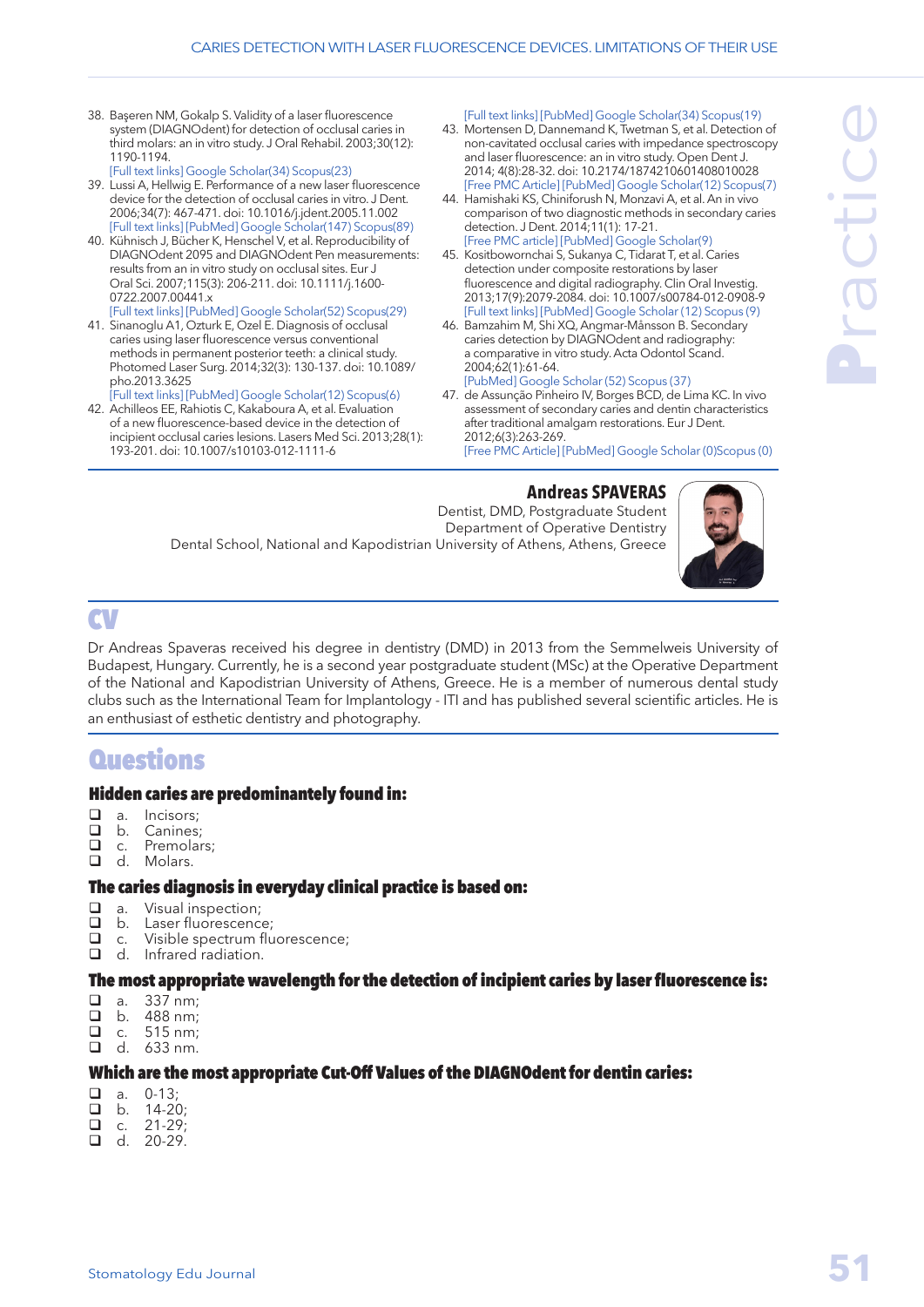38. Başeren NM, Gokalp S. Validity of a laser fluorescence system (DIAGNOdent) for detection of occlusal caries in third molars: an in vitro study. J Oral Rehabil. 2003;30(12): 1190-1194.
[Full text links] Google Scholar(34) Scopus(23)
39. Lussi A, Hellwig E. Performance of a new laser fluorescence device for the detection of occlusal caries in vitro. J Dent. 2006;34(7): 467-471. doi: 10.1016/j.jdent.2005.11.002
[Full text links] [PubMed] Google Scholar(147) Scopus(89)
40. Kühnisch J, Bücher K, Henschel V, et al. Reproducibility of DIAGNOdent 2095 and DIAGNOdent Pen measurements: results from an in vitro study on occlusal sites. Eur J Oral Sci. 2007;115(3): 206-211. doi: 10.1111/j.1600-0722.2007.00441.x
[Full text links] [PubMed] Google Scholar(52) Scopus(29)
41. Sinanoglu A1, Ozturk E, Ozel E. Diagnosis of occlusal caries using laser fluorescence versus conventional methods in permanent posterior teeth: a clinical study. Photomed Laser Surg. 2014;32(3): 130-137. doi: 10.1089/pho.2013.3625
[Full text links] [PubMed] Google Scholar(12) Scopus(6)
42. Achilleos EE, Rahiotis C, Kakaboura A, et al. Evaluation of a new fluorescence-based device in the detection of incipient occlusal caries lesions. Lasers Med Sci. 2013;28(1): 193-201. doi: 10.1007/s10103-012-1111-6
[Full text links] [PubMed] Google Scholar(34) Scopus(19)
43. Mortensen D, Dannemand K, Twetman S, et al. Detection of non-cavitated occlusal caries with impedance spectroscopy and laser fluorescence: an in vitro study. Open Dent J. 2014; 4(8):28-32. doi: 10.2174/1874210601408010028
[Free PMC Article] [PubMed] Google Scholar(12) Scopus(7)
44. Hamishaki KS, Chiniforush N, Monzavi A, et al. An in vivo comparison of two diagnostic methods in secondary caries detection. J Dent. 2014;11(1): 17-21.
[Free PMC article] [PubMed] Google Scholar(9)
45. Kositbowornchai S, Sukanya C, Tidarat T, et al. Caries detection under composite restorations by laser fluorescence and digital radiography. Clin Oral Investig. 2013;17(9):2079-2084. doi: 10.1007/s00784-012-0908-9
[Full text links] [PubMed] Google Scholar (12) Scopus (9)
46. Bamzahim M, Shi XQ, Angmar-Månsson B. Secondary caries detection by DIAGNOdent and radiography: a comparative in vitro study. Acta Odontol Scand. 2004;62(1):61-64.
[PubMed] Google Scholar (52) Scopus (37)
47. de Assunção Pinheiro IV, Borges BCD, de Lima KC. In vivo assessment of secondary caries and dentin characteristics after traditional amalgam restorations. Eur J Dent. 2012;6(3):263-269.
[Free PMC Article] [PubMed] Google Scholar (0)Scopus (0)

**Andreas SPAVERAS**
Dentist, DMD, Postgraduate Student
Department of Operative Dentistry
Dental School, National and Kapodistrian University of Athens, Athens, Greece

## CV

Dr Andreas Spaveras received his degree in dentistry (DMD) in 2013 from the Semmelweis University of Budapest, Hungary. Currently, he is a second year postgraduate student (MSc) at the Operative Department of the National and Kapodistrian University of Athens, Greece. He is a member of numerous dental study clubs such as the International Team for Implantology - ITI and has published several scientific articles. He is an enthusiast of esthetic dentistry and photography.

## Questions

### Hidden caries are predominantly found in:

- ❑ a. Incisors;
- ❑ b. Canines;
- ❑ c. Premolars;
- ❑ d. Molars.

### The caries diagnosis in everyday clinical practice is based on:

- ❑ a. Visual inspection;
- ❑ b. Laser fluorescence;
- ❑ c. Visible spectrum fluorescence;
- ❑ d. Infrared radiation.

### The most appropriate wavelength for the detection of incipient caries by laser fluorescence is:

- ❑ a. 337 nm;
- ❑ b. 488 nm;
- ❑ c. 515 nm;
- ❑ d. 633 nm.

### Which are the most appropriate Cut-Off Values of the DIAGNOdent for dentin caries:

- ❑ a. 0-13;
- ❑ b. 14-20;
- ❑ c. 21-29;
- ❑ d. 20-29.